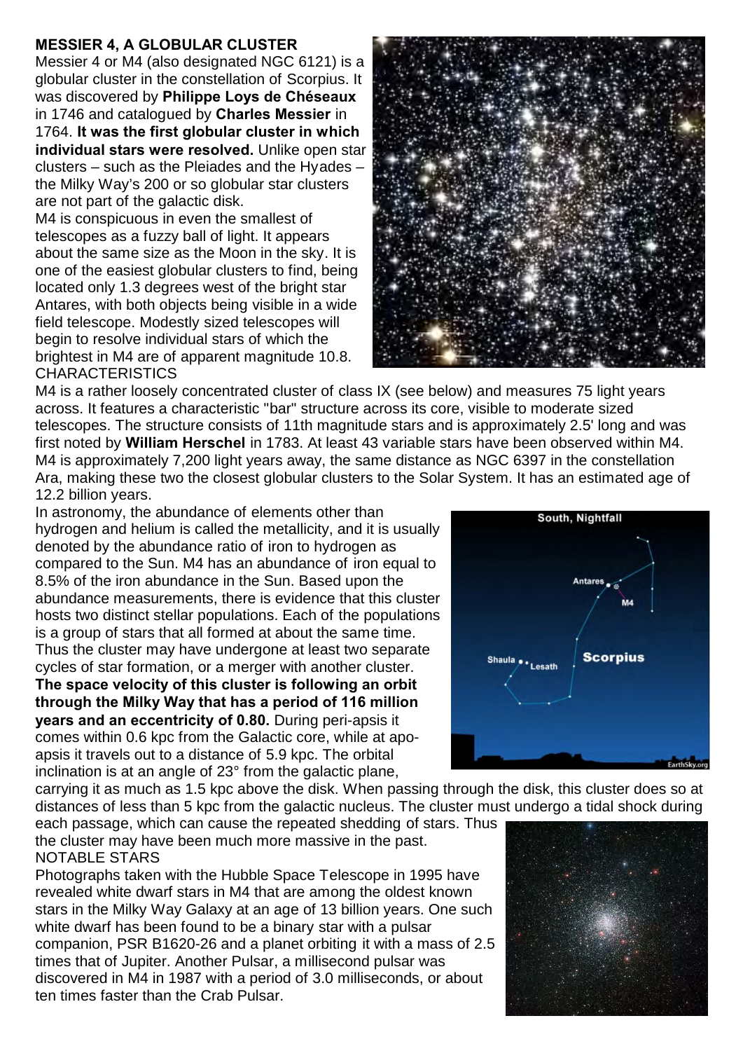## MESSIER 4, A GLOBULAR CLUSTER

Messier 4 or M4 (also designated NGC 6121) is a globular cluster in the constellation of Scorpius. It was discovered by **Philippe Loys de Chéseaux** in 1746 and catalogued by **Charles Messier** in 1764. **It was the first globular cluster in which individual stars were resolved.** Unlike open star clusters – such as the Pleiades and the Hyades – the Milky Way's 200 or so globular star clusters are not part of the galactic disk.

M4 is conspicuous in even the smallest of telescopes as a fuzzy ball of light. It appears about the same size as the Moon in the sky. It is one of the easiest globular clusters to find, being located only 1.3 degrees west of the bright star Antares, with both objects being visible in a wide field telescope. Modestly sized telescopes will begin to resolve individual stars of which the brightest in M4 are of apparent magnitude 10.8.

### CHARACTERISTICS

M4 is a rather loosely concentrated cluster of class IX (see below) and measures 75 light years across. It features a characteristic "bar" structure across its core, visible to moderate sized telescopes. The structure consists of 11th magnitude stars and is approximately 2.5' long and was first noted by **William Herschel** in 1783. At least 43 variable stars have been observed within M4. M4 is approximately 7,200 light years away, the same distance as NGC 6397 in the constellation Ara, making these two the closest globular clusters to the Solar System. It has an estimated age of 12.2 billion years.

In astronomy, the abundance of elements other than hydrogen and helium is called the metallicity, and it is usually denoted by the abundance ratio of iron to hydrogen as compared to the Sun. M4 has an abundance of iron equal to 8.5% of the iron abundance in the Sun. Based upon the abundance measurements, there is evidence that this cluster hosts two distinct stellar populations. Each of the populations is a group of stars that all formed at about the same time. Thus the cluster may have undergone at least two separate cycles of star formation, or a merger with another cluster. **The space velocity of this cluster is following an orbit through the Milky Way that has a period of 116 million years and an eccentricity of 0.80.** During peri-apsis it comes within 0.6 kpc from the Galactic core, while at apo-apsis it travels out to a distance of 5.9 kpc. The orbital inclination is at an angle of 23° from the galactic plane, carrying it as much as 1.5 kpc above the disk. When passing through the disk, this cluster does so at distances of less than 5 kpc from the galactic nucleus. The cluster must undergo a tidal shock during each passage, which can cause the repeated shedding of stars. Thus the cluster may have been much more massive in the past.

### NOTABLE STARS

Photographs taken with the Hubble Space Telescope in 1995 have revealed white dwarf stars in M4 that are among the oldest known stars in the Milky Way Galaxy at an age of 13 billion years. One such white dwarf has been found to be a binary star with a pulsar companion, PSR B1620-26 and a planet orbiting it with a mass of 2.5 times that of Jupiter. Another Pulsar, a millisecond pulsar was discovered in M4 in 1987 with a period of 3.0 milliseconds, or about ten times faster than the Crab Pulsar.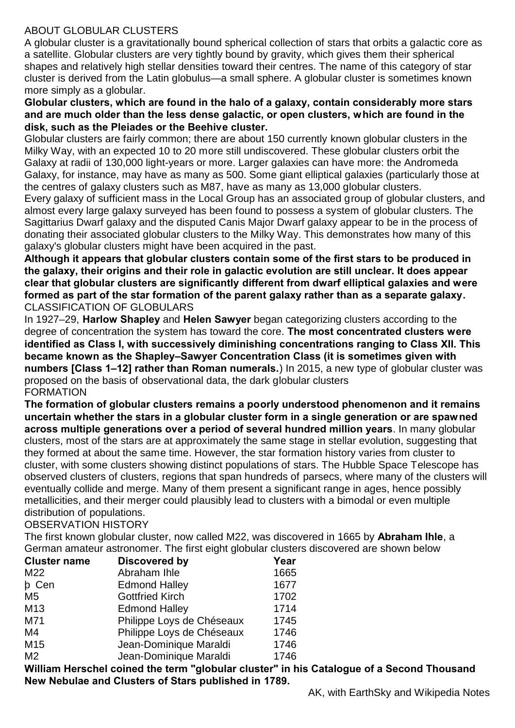## ABOUT GLOBULAR CLUSTERS

A globular cluster is a gravitationally bound spherical collection of stars that orbits a galactic core as a satellite. Globular clusters are very tightly bound by gravity, which gives them their spherical shapes and relatively high stellar densities toward their centres. The name of this category of star cluster is derived from the Latin globulus—a small sphere. A globular cluster is sometimes known more simply as a globular.

**Globular clusters, which are found in the halo of a galaxy, contain considerably more stars and are much older than the less dense galactic, or open clusters, which are found in the disk, such as the Pleiades or the Beehive cluster.**

Globular clusters are fairly common; there are about 150 currently known globular clusters in the Milky Way, with an expected 10 to 20 more still undiscovered. These globular clusters orbit the Galaxy at radii of 130,000 light-years or more. Larger galaxies can have more: the Andromeda Galaxy, for instance, may have as many as 500. Some giant elliptical galaxies (particularly those at the centres of galaxy clusters such as M87, have as many as 13,000 globular clusters.

Every galaxy of sufficient mass in the Local Group has an associated group of globular clusters, and almost every large galaxy surveyed has been found to possess a system of globular clusters. The Sagittarius Dwarf galaxy and the disputed Canis Major Dwarf galaxy appear to be in the process of donating their associated globular clusters to the Milky Way. This demonstrates how many of this galaxy's globular clusters might have been acquired in the past.

**Although it appears that globular clusters contain some of the first stars to be produced in the galaxy, their origins and their role in galactic evolution are still unclear. It does appear clear that globular clusters are significantly different from dwarf elliptical galaxies and were formed as part of the star formation of the parent galaxy rather than as a separate galaxy.**

## CLASSIFICATION OF GLOBULARS

In 1927–29, **Harlow Shapley** and **Helen Sawyer** began categorizing clusters according to the degree of concentration the system has toward the core. **The most concentrated clusters were identified as Class I, with successively diminishing concentrations ranging to Class XII. This became known as the Shapley–Sawyer Concentration Class (it is sometimes given with numbers [Class 1–12] rather than Roman numerals.**) In 2015, a new type of globular cluster was proposed on the basis of observational data, the dark globular clusters

## FORMATION

**The formation of globular clusters remains a poorly understood phenomenon and it remains uncertain whether the stars in a globular cluster form in a single generation or are spawned across multiple generations over a period of several hundred million years**. In many globular clusters, most of the stars are at approximately the same stage in stellar evolution, suggesting that they formed at about the same time. However, the star formation history varies from cluster to cluster, with some clusters showing distinct populations of stars. The Hubble Space Telescope has observed clusters of clusters, regions that span hundreds of parsecs, where many of the clusters will eventually collide and merge. Many of them present a significant range in ages, hence possibly metallicities, and their merger could plausibly lead to clusters with a bimodal or even multiple distribution of populations.

## OBSERVATION HISTORY

The first known globular cluster, now called M22, was discovered in 1665 by **Abraham Ihle**, a German amateur astronomer. The first eight globular clusters discovered are shown below

| Cluster name | Discovered by | Year |
|---|---|---|
| M22 | Abraham Ihle | 1665 |
| þ Cen | Edmond Halley | 1677 |
| M5 | Gottfried Kirch | 1702 |
| M13 | Edmond Halley | 1714 |
| M71 | Philippe Loys de Chéseaux | 1745 |
| M4 | Philippe Loys de Chéseaux | 1746 |
| M15 | Jean-Dominique Maraldi | 1746 |
| M2 | Jean-Dominique Maraldi | 1746 |

**William Herschel coined the term "globular cluster" in his Catalogue of a Second Thousand New Nebulae and Clusters of Stars published in 1789.**

AK, with EarthSky and Wikipedia Notes